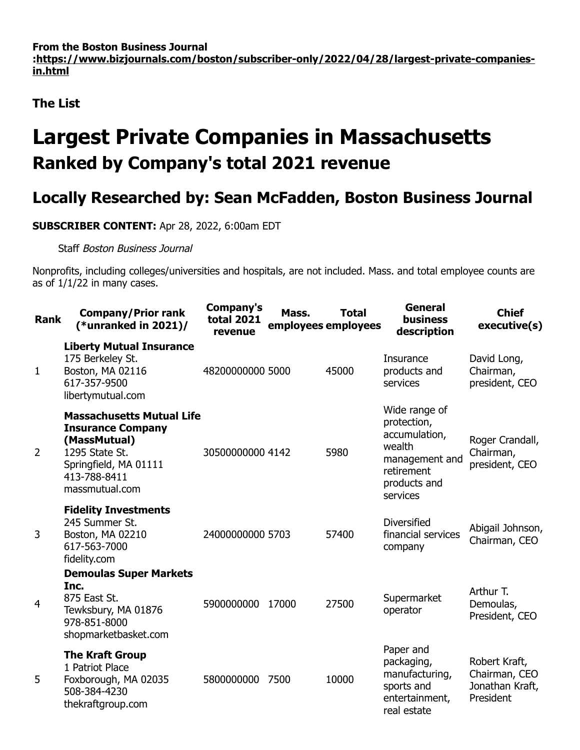**From the Boston Business Journal**
**:https://www.bizjournals.com/boston/subscriber-only/2022/04/28/largest-private-companies-in.html**

**The List**

# Largest Private Companies in Massachusetts

## Ranked by Company's total 2021 revenue

## Locally Researched by: Sean McFadden, Boston Business Journal

**SUBSCRIBER CONTENT:** Apr 28, 2022, 6:00am EDT

Staff *Boston Business Journal*

Nonprofits, including colleges/universities and hospitals, are not included. Mass. and total employee counts are as of 1/1/22 in many cases.

| Rank | Company/Prior rank (*unranked in 2021)/ | Company's total 2021 revenue | Mass. employees | Total employees | General business description | Chief executive(s) |
|---|---|---|---|---|---|---|
| 1 | **Liberty Mutual Insurance** 175 Berkeley St. Boston, MA 02116 617-357-9500 libertymutual.com | 48200000000 | 5000 | 45000 | Insurance products and services | David Long, Chairman, president, CEO |
| 2 | **Massachusetts Mutual Life Insurance Company (MassMutual)** 1295 State St. Springfield, MA 01111 413-788-8411 massmutual.com | 30500000000 | 4142 | 5980 | Wide range of protection, accumulation, wealth management and retirement products and services | Roger Crandall, Chairman, president, CEO |
| 3 | **Fidelity Investments** 245 Summer St. Boston, MA 02210 617-563-7000 fidelity.com | 24000000000 | 5703 | 57400 | Diversified financial services company | Abigail Johnson, Chairman, CEO |
| 4 | **Demoulas Super Markets Inc.** 875 East St. Tewksbury, MA 01876 978-851-8000 shopmarketbasket.com | 5900000000 | 17000 | 27500 | Supermarket operator | Arthur T. Demoulas, President, CEO |
| 5 | **The Kraft Group** 1 Patriot Place Foxborough, MA 02035 508-384-4230 thekraftgroup.com | 5800000000 | 7500 | 10000 | Paper and packaging, manufacturing, sports and entertainment, real estate | Robert Kraft, Chairman, CEO Jonathan Kraft, President |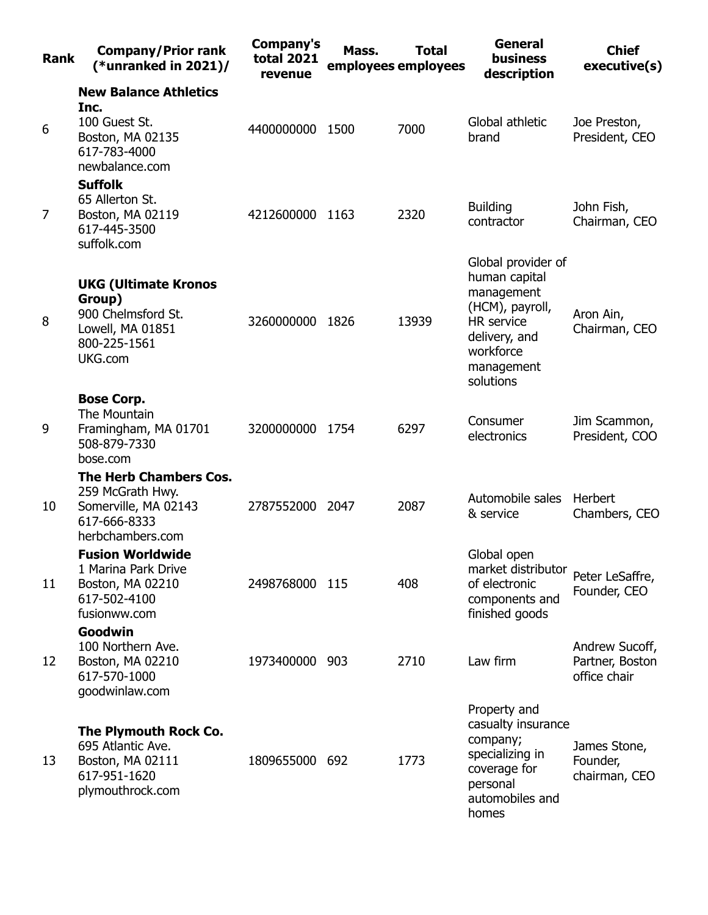| Rank | Company/Prior rank (*unranked in 2021)/ | Company's total 2021 revenue | Mass. employees | Total employees | General business description | Chief executive(s) |
|---|---|---|---|---|---|---|
| 6 | **New Balance Athletics Inc.** 100 Guest St. Boston, MA 02135 617-783-4000 newbalance.com | 4400000000 | 1500 | 7000 | Global athletic brand | Joe Preston, President, CEO |
| 7 | **Suffolk** 65 Allerton St. Boston, MA 02119 617-445-3500 suffolk.com | 4212600000 | 1163 | 2320 | Building contractor | John Fish, Chairman, CEO |
| 8 | **UKG (Ultimate Kronos Group)** 900 Chelmsford St. Lowell, MA 01851 800-225-1561 UKG.com | 3260000000 | 1826 | 13939 | Global provider of human capital management (HCM), payroll, HR service delivery, and workforce management solutions | Aron Ain, Chairman, CEO |
| 9 | **Bose Corp.** The Mountain Framingham, MA 01701 508-879-7330 bose.com | 3200000000 | 1754 | 6297 | Consumer electronics | Jim Scammon, President, COO |
| 10 | **The Herb Chambers Cos.** 259 McGrath Hwy. Somerville, MA 02143 617-666-8333 herbchambers.com | 2787552000 | 2047 | 2087 | Automobile sales & service | Herbert Chambers, CEO |
| 11 | **Fusion Worldwide** 1 Marina Park Drive Boston, MA 02210 617-502-4100 fusionww.com | 2498768000 | 115 | 408 | Global open market distributor of electronic components and finished goods | Peter LeSaffre, Founder, CEO |
| 12 | **Goodwin** 100 Northern Ave. Boston, MA 02210 617-570-1000 goodwinlaw.com | 1973400000 | 903 | 2710 | Law firm | Andrew Sucoff, Partner, Boston office chair |
| 13 | **The Plymouth Rock Co.** 695 Atlantic Ave. Boston, MA 02111 617-951-1620 plymouthrock.com | 1809655000 | 692 | 1773 | Property and casualty insurance company; specializing in coverage for personal automobiles and homes | James Stone, Founder, chairman, CEO |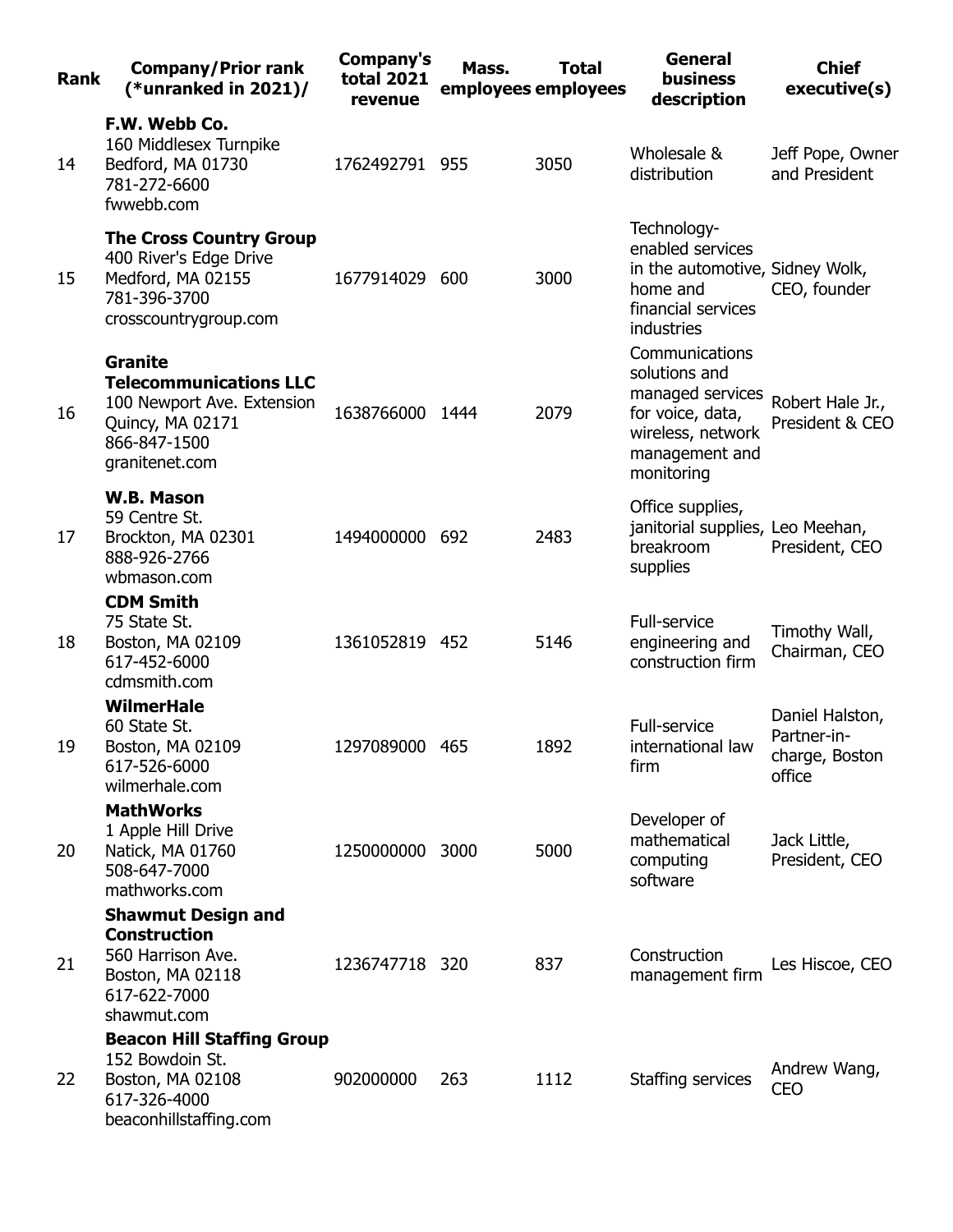| Rank | Company/Prior rank (*unranked in 2021)/ | Company's total 2021 revenue | Mass. employees | Total employees | General business description | Chief executive(s) |
|---|---|---|---|---|---|---|
| 14 | **F.W. Webb Co.**<br>160 Middlesex Turnpike<br>Bedford, MA 01730<br>781-272-6600<br>fwwebb.com | 1762492791 | 955 | 3050 | Wholesale & distribution | Jeff Pope, Owner and President |
| 15 | **The Cross Country Group**<br>400 River's Edge Drive<br>Medford, MA 02155<br>781-396-3700<br>crosscountrygroup.com | 1677914029 | 600 | 3000 | Technology-enabled services in the automotive, home and financial services industries | Sidney Wolk, CEO, founder |
| 16 | **Granite Telecommunications LLC**<br>100 Newport Ave. Extension<br>Quincy, MA 02171<br>866-847-1500<br>granitenet.com | 1638766000 | 1444 | 2079 | Communications solutions and managed services for voice, data, wireless, network management and monitoring | Robert Hale Jr., President & CEO |
| 17 | **W.B. Mason**<br>59 Centre St.<br>Brockton, MA 02301<br>888-926-2766<br>wbmason.com | 1494000000 | 692 | 2483 | Office supplies, janitorial supplies, breakroom supplies | Leo Meehan, President, CEO |
| 18 | **CDM Smith**<br>75 State St.<br>Boston, MA 02109<br>617-452-6000<br>cdmsmith.com | 1361052819 | 452 | 5146 | Full-service engineering and construction firm | Timothy Wall, Chairman, CEO |
| 19 | **WilmerHale**<br>60 State St.<br>Boston, MA 02109<br>617-526-6000<br>wilmerhale.com | 1297089000 | 465 | 1892 | Full-service international law firm | Daniel Halston, Partner-in-charge, Boston office |
| 20 | **MathWorks**<br>1 Apple Hill Drive<br>Natick, MA 01760<br>508-647-7000<br>mathworks.com | 1250000000 | 3000 | 5000 | Developer of mathematical computing software | Jack Little, President, CEO |
| 21 | **Shawmut Design and Construction**<br>560 Harrison Ave.<br>Boston, MA 02118<br>617-622-7000<br>shawmut.com | 1236747718 | 320 | 837 | Construction management firm | Les Hiscoe, CEO |
| 22 | **Beacon Hill Staffing Group**<br>152 Bowdoin St.<br>Boston, MA 02108<br>617-326-4000<br>beaconhillstaffing.com | 902000000 | 263 | 1112 | Staffing services | Andrew Wang, CEO |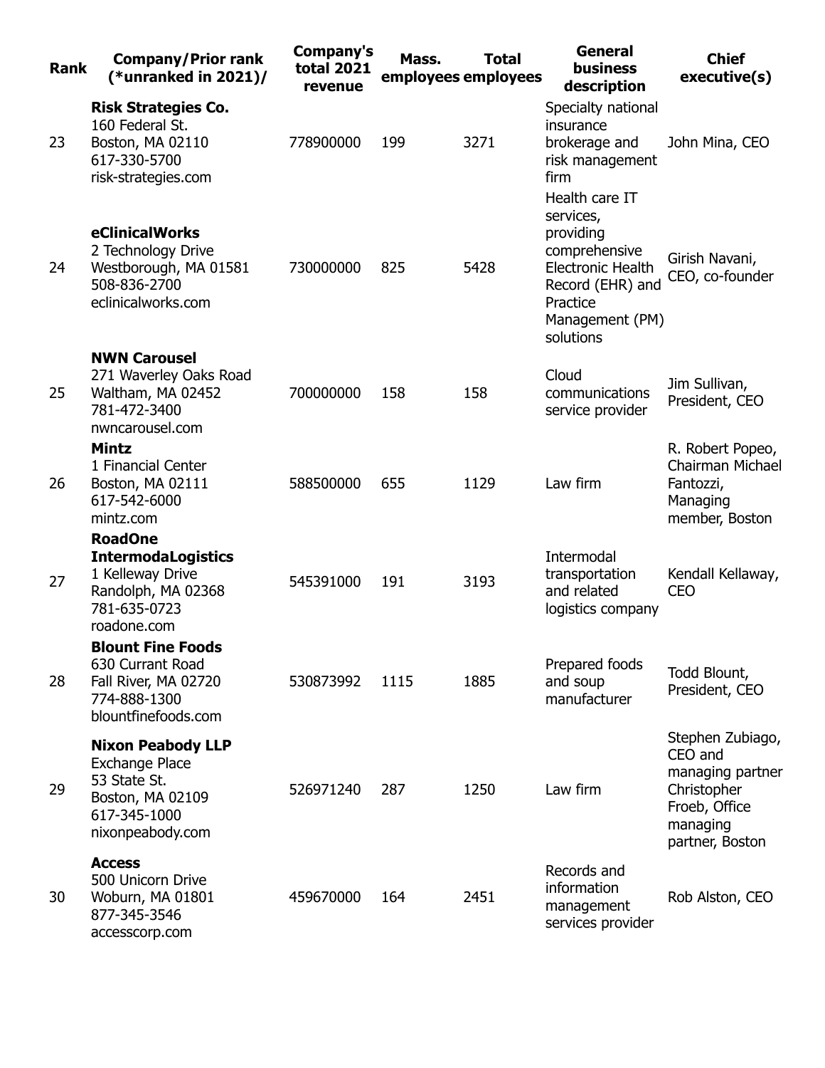| Rank | Company/Prior rank (*unranked in 2021)/ | Company's total 2021 revenue | Mass. employees | Total employees | General business description | Chief executive(s) |
|---|---|---|---|---|---|---|
| 23 | **Risk Strategies Co.** 160 Federal St. Boston, MA 02110 617-330-5700 risk-strategies.com | 778900000 | 199 | 3271 | Specialty national insurance brokerage and risk management firm | John Mina, CEO |
| 24 | **eClinicalWorks** 2 Technology Drive Westborough, MA 01581 508-836-2700 eclinicalworks.com | 730000000 | 825 | 5428 | Health care IT services, providing comprehensive Electronic Health Record (EHR) and Practice Management (PM) solutions | Girish Navani, CEO, co-founder |
| 25 | **NWN Carousel** 271 Waverley Oaks Road Waltham, MA 02452 781-472-3400 nwncarousel.com | 700000000 | 158 | 158 | Cloud communications service provider | Jim Sullivan, President, CEO |
| 26 | **Mintz** 1 Financial Center Boston, MA 02111 617-542-6000 mintz.com | 588500000 | 655 | 1129 | Law firm | R. Robert Popeo, Chairman Michael Fantozzi, Managing member, Boston |
| 27 | **RoadOne IntermodaLogistics** 1 Kelleway Drive Randolph, MA 02368 781-635-0723 roadone.com | 545391000 | 191 | 3193 | Intermodal transportation and related logistics company | Kendall Kellaway, CEO |
| 28 | **Blount Fine Foods** 630 Currant Road Fall River, MA 02720 774-888-1300 blountfinefoods.com | 530873992 | 1115 | 1885 | Prepared foods and soup manufacturer | Todd Blount, President, CEO |
| 29 | **Nixon Peabody LLP** Exchange Place 53 State St. Boston, MA 02109 617-345-1000 nixonpeabody.com | 526971240 | 287 | 1250 | Law firm | Stephen Zubiago, CEO and managing partner Christopher Froeb, Office managing partner, Boston |
| 30 | **Access** 500 Unicorn Drive Woburn, MA 01801 877-345-3546 accesscorp.com | 459670000 | 164 | 2451 | Records and information management services provider | Rob Alston, CEO |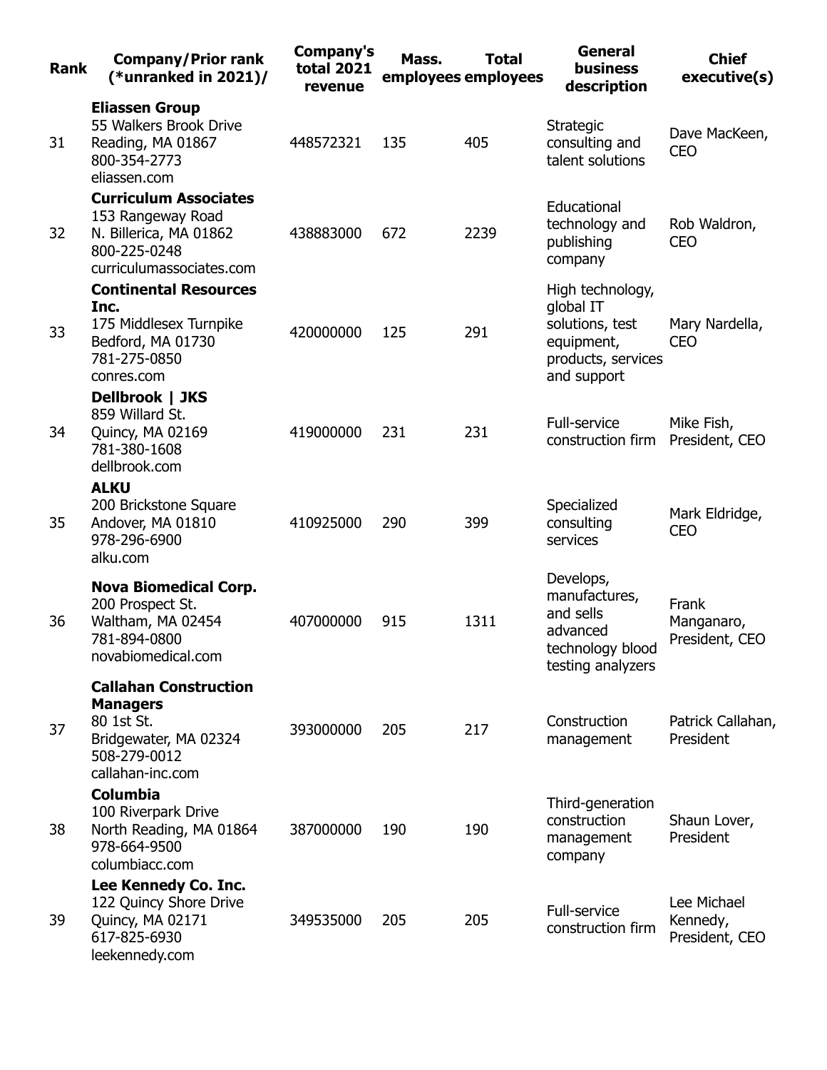| Rank | Company/Prior rank (*unranked in 2021)/ | Company's total 2021 revenue | Mass. employees | Total employees | General business description | Chief executive(s) |
|---|---|---|---|---|---|---|
| 31 | **Eliassen Group** 55 Walkers Brook Drive Reading, MA 01867 800-354-2773 eliassen.com | 448572321 | 135 | 405 | Strategic consulting and talent solutions | Dave MacKeen, CEO |
| 32 | **Curriculum Associates** 153 Rangeway Road N. Billerica, MA 01862 800-225-0248 curriculumassociates.com | 438883000 | 672 | 2239 | Educational technology and publishing company | Rob Waldron, CEO |
| 33 | **Continental Resources Inc.** 175 Middlesex Turnpike Bedford, MA 01730 781-275-0850 conres.com | 420000000 | 125 | 291 | High technology, global IT solutions, test equipment, products, services and support | Mary Nardella, CEO |
| 34 | **Dellbrook \| JKS** 859 Willard St. Quincy, MA 02169 781-380-1608 dellbrook.com | 419000000 | 231 | 231 | Full-service construction firm | Mike Fish, President, CEO |
| 35 | **ALKU** 200 Brickstone Square Andover, MA 01810 978-296-6900 alku.com | 410925000 | 290 | 399 | Specialized consulting services | Mark Eldridge, CEO |
| 36 | **Nova Biomedical Corp.** 200 Prospect St. Waltham, MA 02454 781-894-0800 novabiomedical.com | 407000000 | 915 | 1311 | Develops, manufactures, and sells advanced technology blood testing analyzers | Frank Manganaro, President, CEO |
| 37 | **Callahan Construction Managers** 80 1st St. Bridgewater, MA 02324 508-279-0012 callahan-inc.com | 393000000 | 205 | 217 | Construction management | Patrick Callahan, President |
| 38 | **Columbia** 100 Riverpark Drive North Reading, MA 01864 978-664-9500 columbiacc.com | 387000000 | 190 | 190 | Third-generation construction management company | Shaun Lover, President |
| 39 | **Lee Kennedy Co. Inc.** 122 Quincy Shore Drive Quincy, MA 02171 617-825-6930 leekennedy.com | 349535000 | 205 | 205 | Full-service construction firm | Lee Michael Kennedy, President, CEO |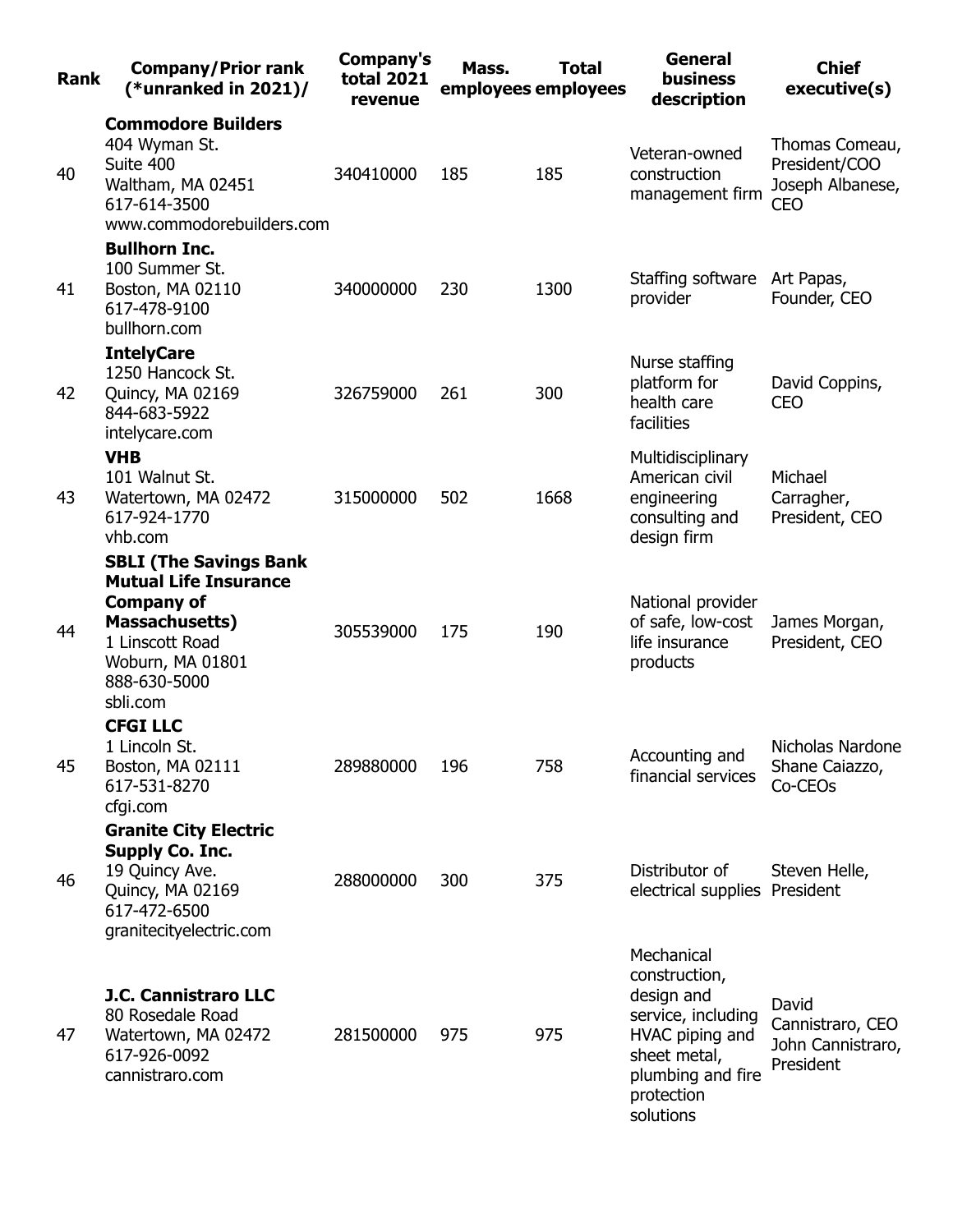| Rank | Company/Prior rank (*unranked in 2021)/ | Company's total 2021 revenue | Mass. employees | Total employees | General business description | Chief executive(s) |
|---|---|---|---|---|---|---|
| 40 | **Commodore Builders** 404 Wyman St. Suite 400 Waltham, MA 02451 617-614-3500 www.commodorebuilders.com | 340410000 | 185 | 185 | Veteran-owned construction management firm | Thomas Comeau, President/COO Joseph Albanese, CEO |
| 41 | **Bullhorn Inc.** 100 Summer St. Boston, MA 02110 617-478-9100 bullhorn.com | 340000000 | 230 | 1300 | Staffing software provider | Art Papas, Founder, CEO |
| 42 | **IntelyCare** 1250 Hancock St. Quincy, MA 02169 844-683-5922 intelycare.com | 326759000 | 261 | 300 | Nurse staffing platform for health care facilities | David Coppins, CEO |
| 43 | **VHB** 101 Walnut St. Watertown, MA 02472 617-924-1770 vhb.com | 315000000 | 502 | 1668 | Multidisciplinary American civil engineering consulting and design firm | Michael Carragher, President, CEO |
| 44 | **SBLI (The Savings Bank Mutual Life Insurance Company of Massachusetts)** 1 Linscott Road Woburn, MA 01801 888-630-5000 sbli.com | 305539000 | 175 | 190 | National provider of safe, low-cost life insurance products | James Morgan, President, CEO |
| 45 | **CFGI LLC** 1 Lincoln St. Boston, MA 02111 617-531-8270 cfgi.com | 289880000 | 196 | 758 | Accounting and financial services | Nicholas Nardone Shane Caiazzo, Co-CEOs |
| 46 | **Granite City Electric Supply Co. Inc.** 19 Quincy Ave. Quincy, MA 02169 617-472-6500 granitecityelectric.com | 288000000 | 300 | 375 | Distributor of electrical supplies | Steven Helle, President |
| 47 | **J.C. Cannistraro LLC** 80 Rosedale Road Watertown, MA 02472 617-926-0092 cannistraro.com | 281500000 | 975 | 975 | Mechanical construction, design and service, including HVAC piping and sheet metal, plumbing and fire protection solutions | David Cannistraro, CEO John Cannistraro, President |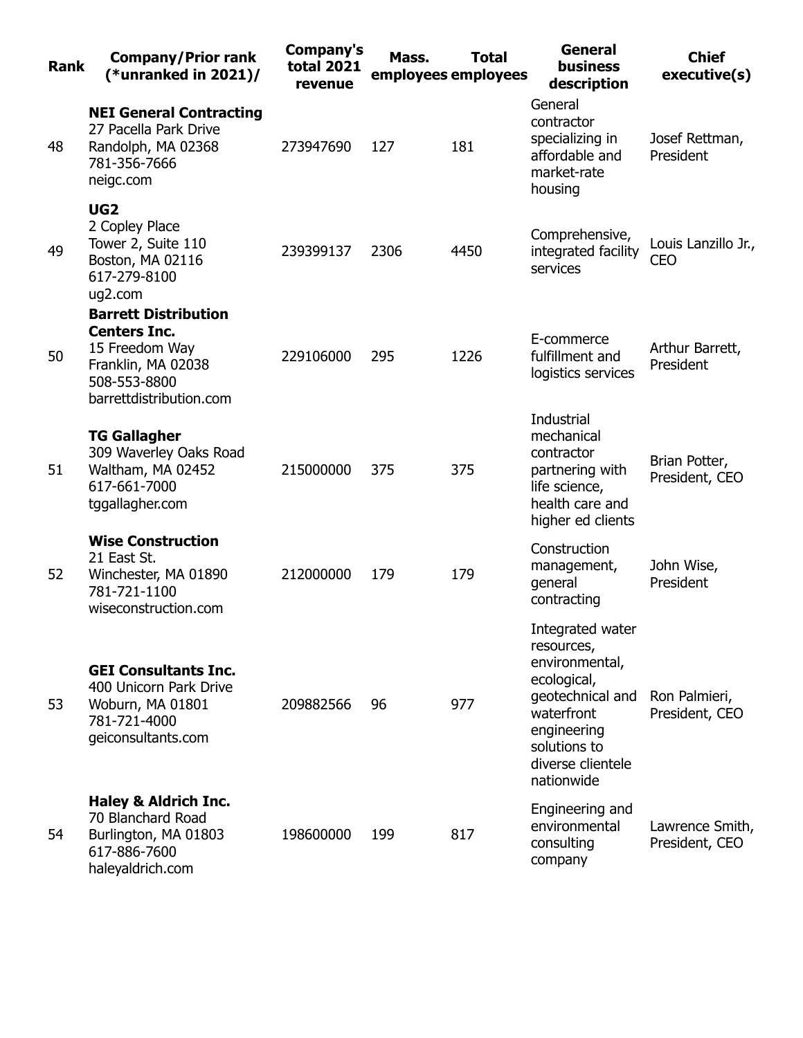| Rank | Company/Prior rank (*unranked in 2021)/ | Company's total 2021 revenue | Mass. employees | Total employees | General business description | Chief executive(s) |
|---|---|---|---|---|---|---|
| 48 | **NEI General Contracting**<br>27 Pacella Park Drive<br>Randolph, MA 02368<br>781-356-7666<br>neigc.com | 273947690 | 127 | 181 | General contractor specializing in affordable and market-rate housing | Josef Rettman, President |
| 49 | **UG2**<br>2 Copley Place<br>Tower 2, Suite 110<br>Boston, MA 02116<br>617-279-8100<br>ug2.com | 239399137 | 2306 | 4450 | Comprehensive, integrated facility services | Louis Lanzillo Jr., CEO |
| 50 | **Barrett Distribution Centers Inc.**<br>15 Freedom Way<br>Franklin, MA 02038<br>508-553-8800<br>barrettdistribution.com | 229106000 | 295 | 1226 | E-commerce fulfillment and logistics services | Arthur Barrett, President |
| 51 | **TG Gallagher**<br>309 Waverley Oaks Road<br>Waltham, MA 02452<br>617-661-7000<br>tggallagher.com | 215000000 | 375 | 375 | Industrial mechanical contractor partnering with life science, health care and higher ed clients | Brian Potter, President, CEO |
| 52 | **Wise Construction**<br>21 East St.<br>Winchester, MA 01890<br>781-721-1100<br>wiseconstruction.com | 212000000 | 179 | 179 | Construction management, general contracting | John Wise, President |
| 53 | **GEI Consultants Inc.**<br>400 Unicorn Park Drive<br>Woburn, MA 01801<br>781-721-4000<br>geiconsultants.com | 209882566 | 96 | 977 | Integrated water resources, environmental, ecological, geotechnical and waterfront engineering solutions to diverse clientele nationwide | Ron Palmieri, President, CEO |
| 54 | **Haley & Aldrich Inc.**<br>70 Blanchard Road<br>Burlington, MA 01803<br>617-886-7600<br>haleyaldrich.com | 198600000 | 199 | 817 | Engineering and environmental consulting company | Lawrence Smith, President, CEO |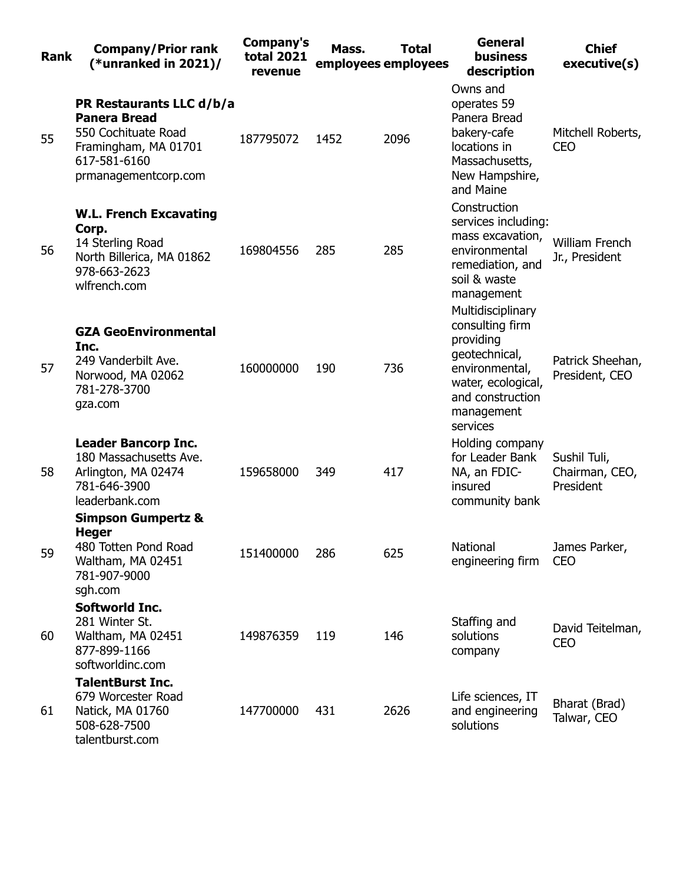| Rank | Company/Prior rank (*unranked in 2021)/ | Company's total 2021 revenue | Mass. employees | Total employees | General business description | Chief executive(s) |
|---|---|---|---|---|---|---|
| 55 | **PR Restaurants LLC d/b/a Panera Bread**<br>550 Cochituate Road<br>Framingham, MA 01701<br>617-581-6160<br>prmanagementcorp.com | 187795072 | 1452 | 2096 | Owns and operates 59 Panera Bread bakery-cafe locations in Massachusetts, New Hampshire, and Maine | Mitchell Roberts, CEO |
| 56 | **W.L. French Excavating Corp.**<br>14 Sterling Road<br>North Billerica, MA 01862<br>978-663-2623<br>wlfrench.com | 169804556 | 285 | 285 | Construction services including: mass excavation, environmental remediation, and soil & waste management | William French Jr., President |
| 57 | **GZA GeoEnvironmental Inc.**<br>249 Vanderbilt Ave.<br>Norwood, MA 02062<br>781-278-3700<br>gza.com | 160000000 | 190 | 736 | Multidisciplinary consulting firm providing geotechnical, environmental, water, ecological, and construction management services | Patrick Sheehan, President, CEO |
| 58 | **Leader Bancorp Inc.**<br>180 Massachusetts Ave.<br>Arlington, MA 02474<br>781-646-3900<br>leaderbank.com | 159658000 | 349 | 417 | Holding company for Leader Bank NA, an FDIC-insured community bank | Sushil Tuli, Chairman, CEO, President |
| 59 | **Simpson Gumpertz & Heger**<br>480 Totten Pond Road<br>Waltham, MA 02451<br>781-907-9000<br>sgh.com | 151400000 | 286 | 625 | National engineering firm | James Parker, CEO |
| 60 | **Softworld Inc.**<br>281 Winter St.<br>Waltham, MA 02451<br>877-899-1166<br>softworldinc.com | 149876359 | 119 | 146 | Staffing and solutions company | David Teitelman, CEO |
| 61 | **TalentBurst Inc.**<br>679 Worcester Road<br>Natick, MA 01760<br>508-628-7500<br>talentburst.com | 147700000 | 431 | 2626 | Life sciences, IT and engineering solutions | Bharat (Brad) Talwar, CEO |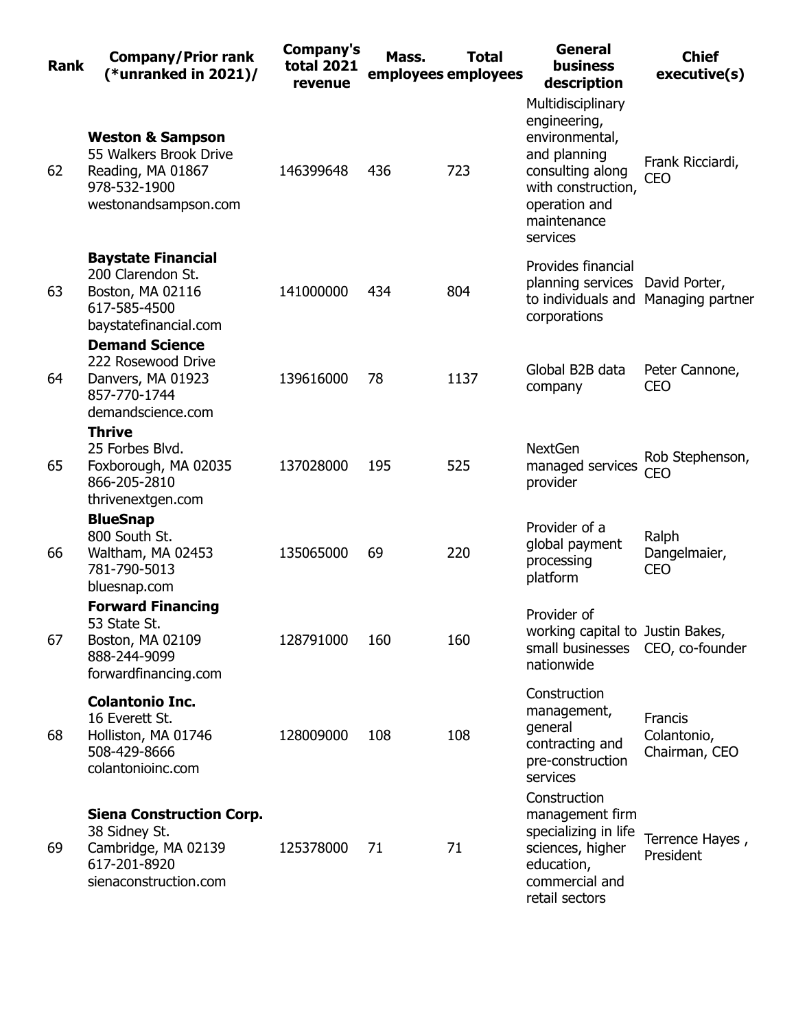| Rank | Company/Prior rank (*unranked in 2021)/ | Company's total 2021 revenue | Mass. employees | Total employees | General business description | Chief executive(s) |
|---|---|---|---|---|---|---|
| 62 | **Weston & Sampson** 55 Walkers Brook Drive Reading, MA 01867 978-532-1900 westonandsampson.com | 146399648 | 436 | 723 | Multidisciplinary engineering, environmental, and planning consulting along with construction, operation and maintenance services | Frank Ricciardi, CEO |
| 63 | **Baystate Financial** 200 Clarendon St. Boston, MA 02116 617-585-4500 baystatefinancial.com | 141000000 | 434 | 804 | Provides financial planning services to individuals and corporations | David Porter, Managing partner |
| 64 | **Demand Science** 222 Rosewood Drive Danvers, MA 01923 857-770-1744 demandscience.com | 139616000 | 78 | 1137 | Global B2B data company | Peter Cannone, CEO |
| 65 | **Thrive** 25 Forbes Blvd. Foxborough, MA 02035 866-205-2810 thrivenextgen.com | 137028000 | 195 | 525 | NextGen managed services provider | Rob Stephenson, CEO |
| 66 | **BlueSnap** 800 South St. Waltham, MA 02453 781-790-5013 bluesnap.com | 135065000 | 69 | 220 | Provider of a global payment processing platform | Ralph Dangelmaier, CEO |
| 67 | **Forward Financing** 53 State St. Boston, MA 02109 888-244-9099 forwardfinancing.com | 128791000 | 160 | 160 | Provider of working capital to small businesses nationwide | Justin Bakes, CEO, co-founder |
| 68 | **Colantonio Inc.** 16 Everett St. Holliston, MA 01746 508-429-8666 colantonioinc.com | 128009000 | 108 | 108 | Construction management, general contracting and pre-construction services | Francis Colantonio, Chairman, CEO |
| 69 | **Siena Construction Corp.** 38 Sidney St. Cambridge, MA 02139 617-201-8920 sienaconstruction.com | 125378000 | 71 | 71 | Construction management firm specializing in life sciences, higher education, commercial and retail sectors | Terrence Hayes , President |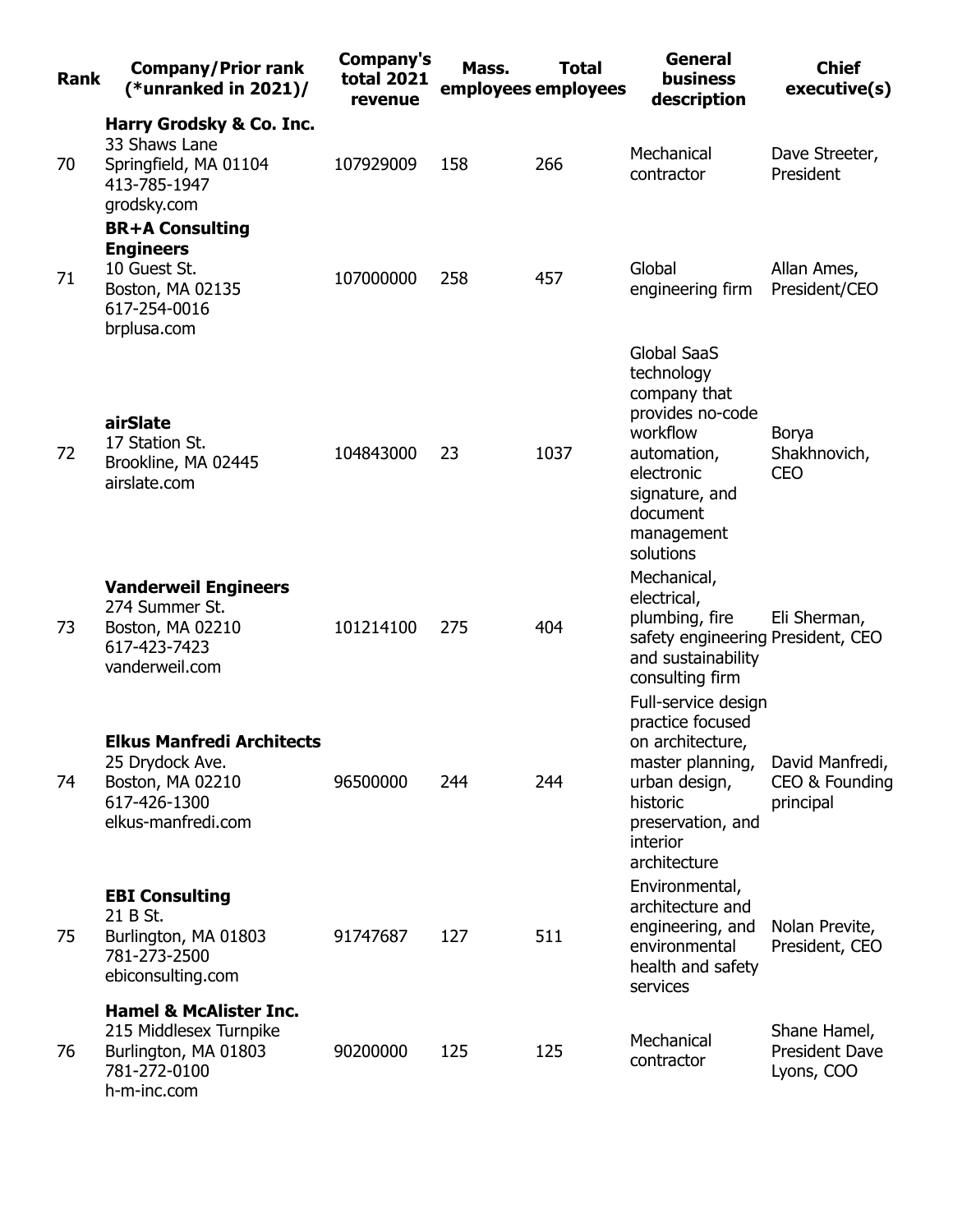| Rank | Company/Prior rank (*unranked in 2021)/ | Company's total 2021 revenue | Mass. employees | Total employees | General business description | Chief executive(s) |
|---|---|---|---|---|---|---|
| 70 | **Harry Grodsky & Co. Inc.** 33 Shaws Lane Springfield, MA 01104 413-785-1947 grodsky.com | 107929009 | 158 | 266 | Mechanical contractor | Dave Streeter, President |
| 71 | **BR+A Consulting Engineers** 10 Guest St. Boston, MA 02135 617-254-0016 brplusa.com | 107000000 | 258 | 457 | Global engineering firm | Allan Ames, President/CEO |
| 72 | **airSlate** 17 Station St. Brookline, MA 02445 airslate.com | 104843000 | 23 | 1037 | Global SaaS technology company that provides no-code workflow automation, electronic signature, and document management solutions | Borya Shakhnovich, CEO |
| 73 | **Vanderweil Engineers** 274 Summer St. Boston, MA 02210 617-423-7423 vanderweil.com | 101214100 | 275 | 404 | Mechanical, electrical, plumbing, fire safety engineering and sustainability consulting firm | Eli Sherman, President, CEO |
| 74 | **Elkus Manfredi Architects** 25 Drydock Ave. Boston, MA 02210 617-426-1300 elkus-manfredi.com | 96500000 | 244 | 244 | Full-service design practice focused on architecture, master planning, urban design, historic preservation, and interior architecture | David Manfredi, CEO & Founding principal |
| 75 | **EBI Consulting** 21 B St. Burlington, MA 01803 781-273-2500 ebiconsulting.com | 91747687 | 127 | 511 | Environmental, architecture and engineering, and environmental health and safety services | Nolan Previte, President, CEO |
| 76 | **Hamel & McAlister Inc.** 215 Middlesex Turnpike Burlington, MA 01803 781-272-0100 h-m-inc.com | 90200000 | 125 | 125 | Mechanical contractor | Shane Hamel, President Dave Lyons, COO |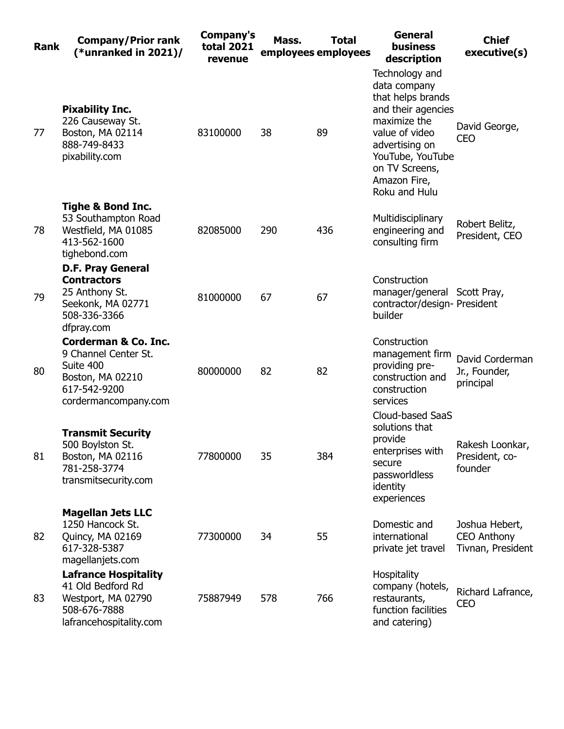| Rank | Company/Prior rank (*unranked in 2021)/ | Company's total 2021 revenue | Mass. employees | Total employees | General business description | Chief executive(s) |
|---|---|---|---|---|---|---|
| 77 | **Pixability Inc.** 226 Causeway St. Boston, MA 02114 888-749-8433 pixability.com | 83100000 | 38 | 89 | Technology and data company that helps brands and their agencies maximize the value of video advertising on YouTube, YouTube on TV Screens, Amazon Fire, Roku and Hulu | David George, CEO |
| 78 | **Tighe & Bond Inc.** 53 Southampton Road Westfield, MA 01085 413-562-1600 tighebond.com | 82085000 | 290 | 436 | Multidisciplinary engineering and consulting firm | Robert Belitz, President, CEO |
| 79 | **D.F. Pray General Contractors** 25 Anthony St. Seekonk, MA 02771 508-336-3366 dfpray.com | 81000000 | 67 | 67 | Construction manager/general contractor/design-builder | Scott Pray, President |
| 80 | **Corderman & Co. Inc.** 9 Channel Center St. Suite 400 Boston, MA 02210 617-542-9200 cordermancompany.com | 80000000 | 82 | 82 | Construction management firm providing pre-construction and construction services | David Corderman Jr., Founder, principal |
| 81 | **Transmit Security** 500 Boylston St. Boston, MA 02116 781-258-3774 transmitsecurity.com | 77800000 | 35 | 384 | Cloud-based SaaS solutions that provide enterprises with secure passworldless identity experiences | Rakesh Loonkar, President, co-founder |
| 82 | **Magellan Jets LLC** 1250 Hancock St. Quincy, MA 02169 617-328-5387 magellanjets.com | 77300000 | 34 | 55 | Domestic and international private jet travel | Joshua Hebert, CEO Anthony Tivnan, President |
| 83 | **Lafrance Hospitality** 41 Old Bedford Rd Westport, MA 02790 508-676-7888 lafrancehospitality.com | 75887949 | 578 | 766 | Hospitality company (hotels, restaurants, function facilities and catering) | Richard Lafrance, CEO |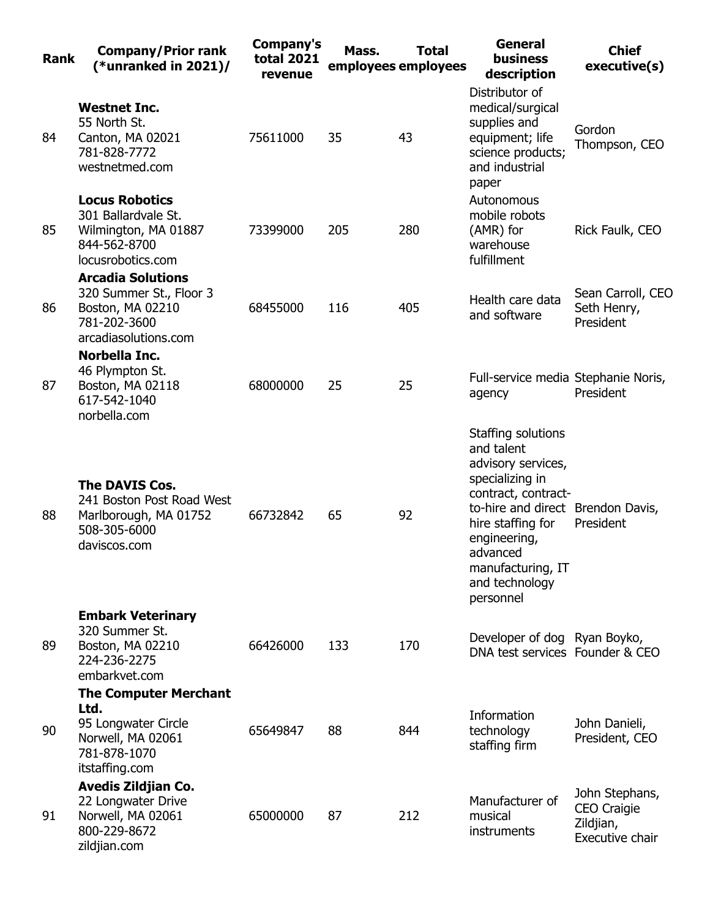| Rank | Company/Prior rank (*unranked in 2021)/ | Company's total 2021 revenue | Mass. employees | Total employees | General business description | Chief executive(s) |
|---|---|---|---|---|---|---|
| 84 | **Westnet Inc.** 55 North St. Canton, MA 02021 781-828-7772 westnetmed.com | 75611000 | 35 | 43 | Distributor of medical/surgical supplies and equipment; life science products; and industrial paper | Gordon Thompson, CEO |
| 85 | **Locus Robotics** 301 Ballardvale St. Wilmington, MA 01887 844-562-8700 locusrobotics.com | 73399000 | 205 | 280 | Autonomous mobile robots (AMR) for warehouse fulfillment | Rick Faulk, CEO |
| 86 | **Arcadia Solutions** 320 Summer St., Floor 3 Boston, MA 02210 781-202-3600 arcadiasolutions.com | 68455000 | 116 | 405 | Health care data and software | Sean Carroll, CEO Seth Henry, President |
| 87 | **Norbella Inc.** 46 Plympton St. Boston, MA 02118 617-542-1040 norbella.com | 68000000 | 25 | 25 | Full-service media agency | Stephanie Noris, President |
| 88 | **The DAVIS Cos.** 241 Boston Post Road West Marlborough, MA 01752 508-305-6000 daviscos.com | 66732842 | 65 | 92 | Staffing solutions and talent advisory services, specializing in contract, contract-to-hire and direct hire staffing for engineering, advanced manufacturing, IT and technology personnel | Brendon Davis, President |
| 89 | **Embark Veterinary** 320 Summer St. Boston, MA 02210 224-236-2275 embarkvet.com | 66426000 | 133 | 170 | Developer of dog DNA test services | Ryan Boyko, Founder & CEO |
| 90 | **The Computer Merchant Ltd.** 95 Longwater Circle Norwell, MA 02061 781-878-1070 itstaffing.com | 65649847 | 88 | 844 | Information technology staffing firm | John Danieli, President, CEO |
| 91 | **Avedis Zildjian Co.** 22 Longwater Drive Norwell, MA 02061 800-229-8672 zildjian.com | 65000000 | 87 | 212 | Manufacturer of musical instruments | John Stephans, CEO Craigie Zildjian, Executive chair |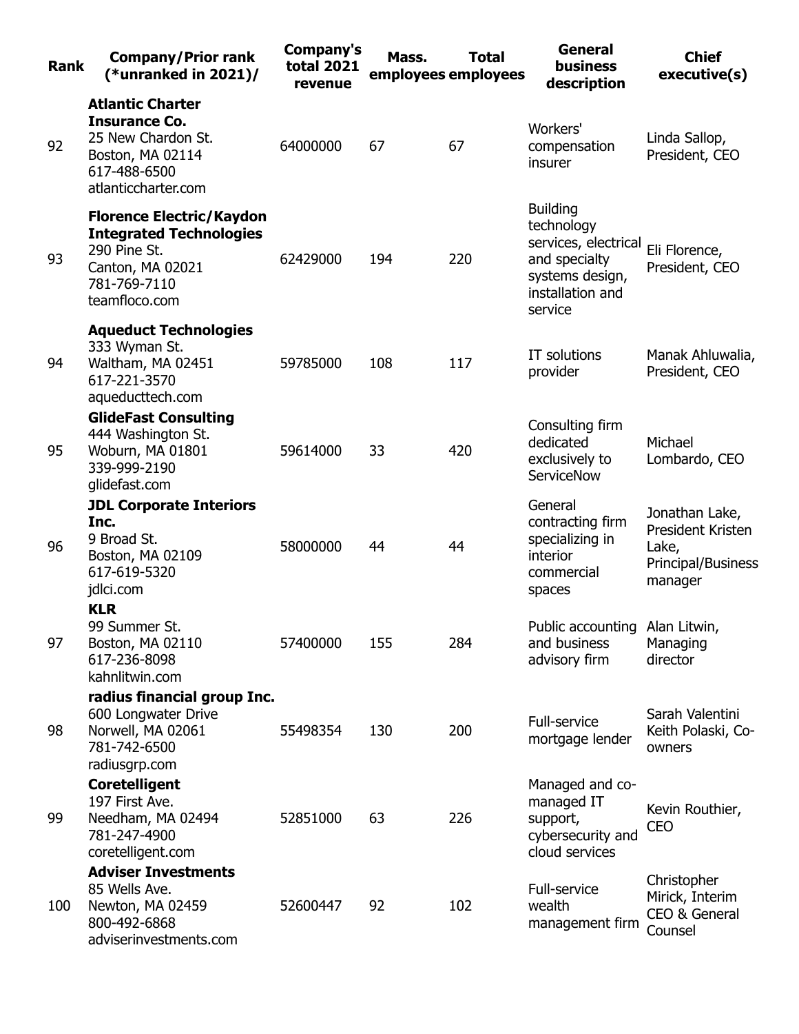| Rank | Company/Prior rank (*unranked in 2021)/ | Company's total 2021 revenue | Mass. employees | Total employees | General business description | Chief executive(s) |
|---|---|---|---|---|---|---|
| 92 | **Atlantic Charter Insurance Co.** 25 New Chardon St. Boston, MA 02114 617-488-6500 atlanticcharter.com | 64000000 | 67 | 67 | Workers' compensation insurer | Linda Sallop, President, CEO |
| 93 | **Florence Electric/Kaydon Integrated Technologies** 290 Pine St. Canton, MA 02021 781-769-7110 teamfloco.com | 62429000 | 194 | 220 | Building technology services, electrical and specialty systems design, installation and service | Eli Florence, President, CEO |
| 94 | **Aqueduct Technologies** 333 Wyman St. Waltham, MA 02451 617-221-3570 aqueducttech.com | 59785000 | 108 | 117 | IT solutions provider | Manak Ahluwalia, President, CEO |
| 95 | **GlideFast Consulting** 444 Washington St. Woburn, MA 01801 339-999-2190 glidefast.com | 59614000 | 33 | 420 | Consulting firm dedicated exclusively to ServiceNow | Michael Lombardo, CEO |
| 96 | **JDL Corporate Interiors Inc.** 9 Broad St. Boston, MA 02109 617-619-5320 jdlci.com | 58000000 | 44 | 44 | General contracting firm specializing in interior commercial spaces | Jonathan Lake, President Kristen Lake, Principal/Business manager |
| 97 | **KLR** 99 Summer St. Boston, MA 02110 617-236-8098 kahnlitwin.com | 57400000 | 155 | 284 | Public accounting and business advisory firm | Alan Litwin, Managing director |
| 98 | **radius financial group Inc.** 600 Longwater Drive Norwell, MA 02061 781-742-6500 radiusgrp.com | 55498354 | 130 | 200 | Full-service mortgage lender | Sarah Valentini Keith Polaski, Co-owners |
| 99 | **Coretelligent** 197 First Ave. Needham, MA 02494 781-247-4900 coretelligent.com | 52851000 | 63 | 226 | Managed and co-managed IT support, cybersecurity and cloud services | Kevin Routhier, CEO |
| 100 | **Adviser Investments** 85 Wells Ave. Newton, MA 02459 800-492-6868 adviserinvestments.com | 52600447 | 92 | 102 | Full-service wealth management firm | Christopher Mirick, Interim CEO & General Counsel |